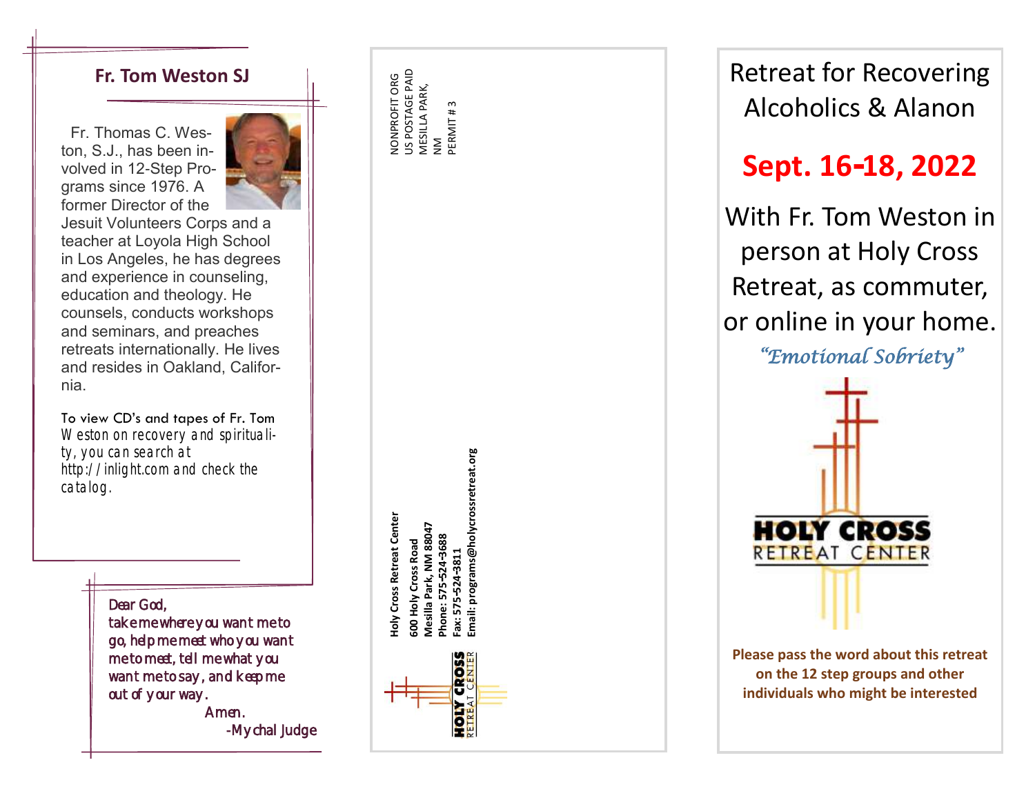## Fr. Tom Weston SJ

Fr. Thomas C. Weston, S.J., has been involved in 12-Step Programs since 1976. A former Director of the Jesuit Volunteers Corps and a teacher at Loyola High School in Los Angeles, he has degrees and experience in counseling, education and theology. He counsels, conducts workshops and seminars, and preaches retreats internationally. He lives and resides in Oakland, California.

To view CD's and tapes of Fr. Tom Weston on recovery and spirituality, you can search at http://inlight.com and check the catalog.

Dear God,
take me where you want me to go, help me meet who you want me to meet, tell me what you want me to say, and keep me out of your way.
Amen.
-Mychal Judge

NONPROFIT ORG
US POSTAGE PAID
MESILLA PARK,
NM
PERMIT # 3

**Holy Cross Retreat Center**
**600 Holy Cross Road**
**Mesilla Park, NM 88047**
**Phone: 575-524-3688**
**Fax: 575-524-3811**
**Email: programs@holycrossretreat.org**

HOLY CROSS RETREAT CENTER

# Retreat for Recovering Alcoholics & Alanon

## Sept. 16-18, 2022

With Fr. Tom Weston in person at Holy Cross Retreat, as commuter, or online in your home.

*"Emotional Sobriety"*

HOLY CROSS RETREAT CENTER

**Please pass the word about this retreat on the 12 step groups and other individuals who might be interested**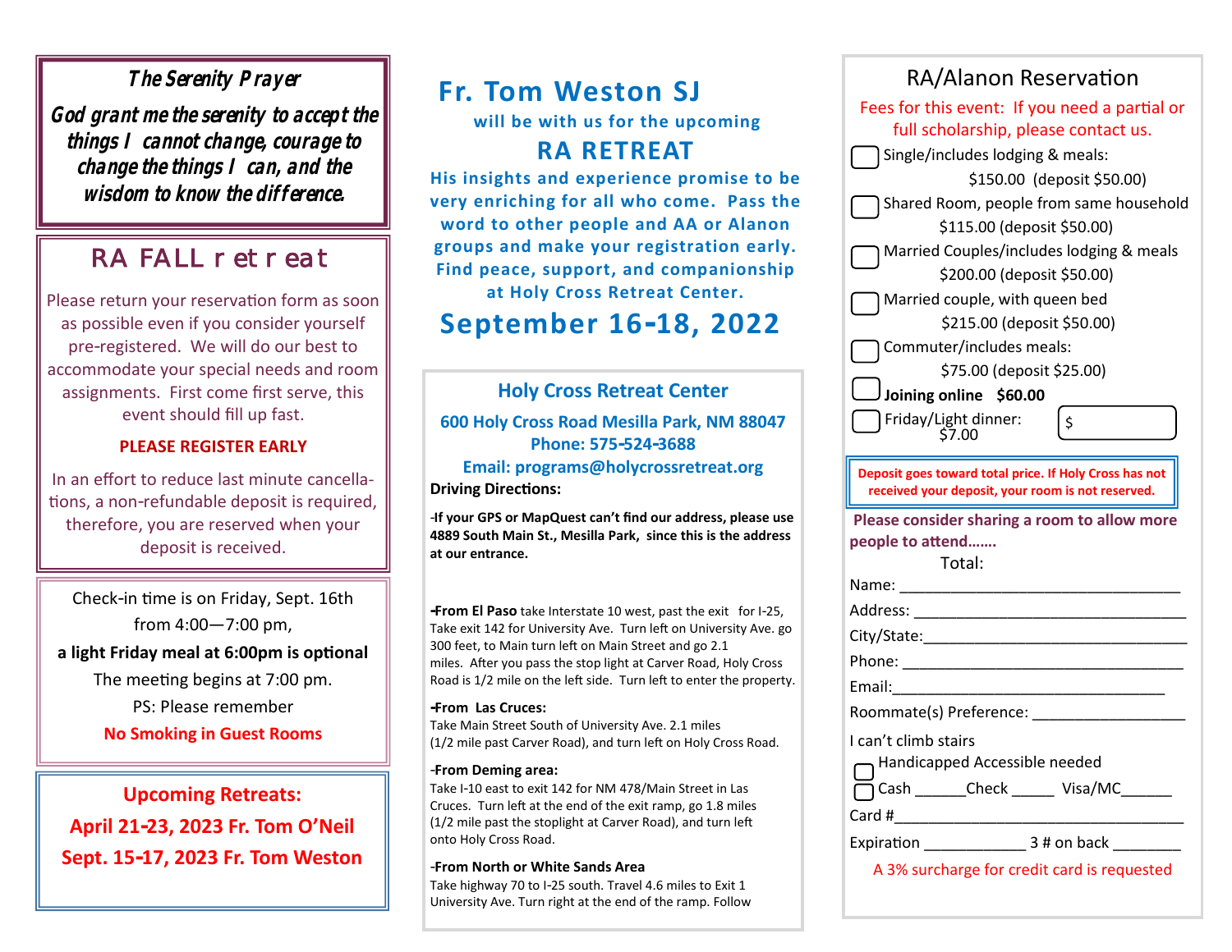### *The Serenity Prayer*

***God grant me the serenity to accept the things I cannot change, courage to change the things I can, and the wisdom to know the difference.***

## RA FALL retreat

Please return your reservation form as soon as possible even if you consider yourself pre-registered. We will do our best to accommodate your special needs and room assignments. First come first serve, this event should fill up fast.

**PLEASE REGISTER EARLY**

In an effort to reduce last minute cancellations, a non-refundable deposit is required, therefore, you are reserved when your deposit is received.

Check-in time is on Friday, Sept. 16th from 4:00—7:00 pm,

**a light Friday meal at 6:00pm is optional**

The meeting begins at 7:00 pm.

PS: Please remember

**No Smoking in Guest Rooms**

**Upcoming Retreats:**

**April 21-23, 2023 Fr. Tom O'Neil**

**Sept. 15-17, 2023 Fr. Tom Weston**

# Fr. Tom Weston SJ

**will be with us for the upcoming**

## RA RETREAT

**His insights and experience promise to be very enriching for all who come. Pass the word to other people and AA or Alanon groups and make your registration early. Find peace, support, and companionship at Holy Cross Retreat Center.**

## September 16-18, 2022

### Holy Cross Retreat Center

**600 Holy Cross Road Mesilla Park, NM 88047**
**Phone: 575-524-3688**
**Email: programs@holycrossretreat.org**

**Driving Directions:**

**-If your GPS or MapQuest can't find our address, please use 4889 South Main St., Mesilla Park, since this is the address at our entrance.**

**-From El Paso** take Interstate 10 west, past the exit for I-25, Take exit 142 for University Ave. Turn left on University Ave. go 300 feet, to Main turn left on Main Street and go 2.1 miles. After you pass the stop light at Carver Road, Holy Cross Road is 1/2 mile on the left side. Turn left to enter the property.

**-From Las Cruces:**
Take Main Street South of University Ave. 2.1 miles (1/2 mile past Carver Road), and turn left on Holy Cross Road.

**-From Deming area:**
Take I-10 east to exit 142 for NM 478/Main Street in Las Cruces. Turn left at the end of the exit ramp, go 1.8 miles (1/2 mile past the stoplight at Carver Road), and turn left onto Holy Cross Road.

**-From North or White Sands Area**
Take highway 70 to I-25 south. Travel 4.6 miles to Exit 1 University Ave. Turn right at the end of the ramp. Follow

## RA/Alanon Reservation

Fees for this event: If you need a partial or full scholarship, please contact us.

- ☐ Single/includes lodging & meals: $150.00 (deposit $50.00)
- ☐ Shared Room, people from same household $115.00 (deposit $50.00)
- ☐ Married Couples/includes lodging & meals $200.00 (deposit $50.00)
- ☐ Married couple, with queen bed $215.00 (deposit $50.00)
- ☐ Commuter/includes meals: $75.00 (deposit $25.00)
- ☐ **Joining online $60.00**
- ☐ Friday/Light dinner: $7.00 $ ________

**Deposit goes toward total price. If Holy Cross has not received your deposit, your room is not reserved.**

**Please consider sharing a room to allow more people to attend…….**

Total:

Name: ________________________________

Address: ________________________________

City/State: ________________________________

Phone: ________________________________

Email: ________________________________

Roommate(s) Preference: __________________

I can't climb stairs

☐ Handicapped Accessible needed

☐ Cash ______Check _____ Visa/MC______

Card #________________________________

Expiration ____________ 3 # on back ________

A 3% surcharge for credit card is requested